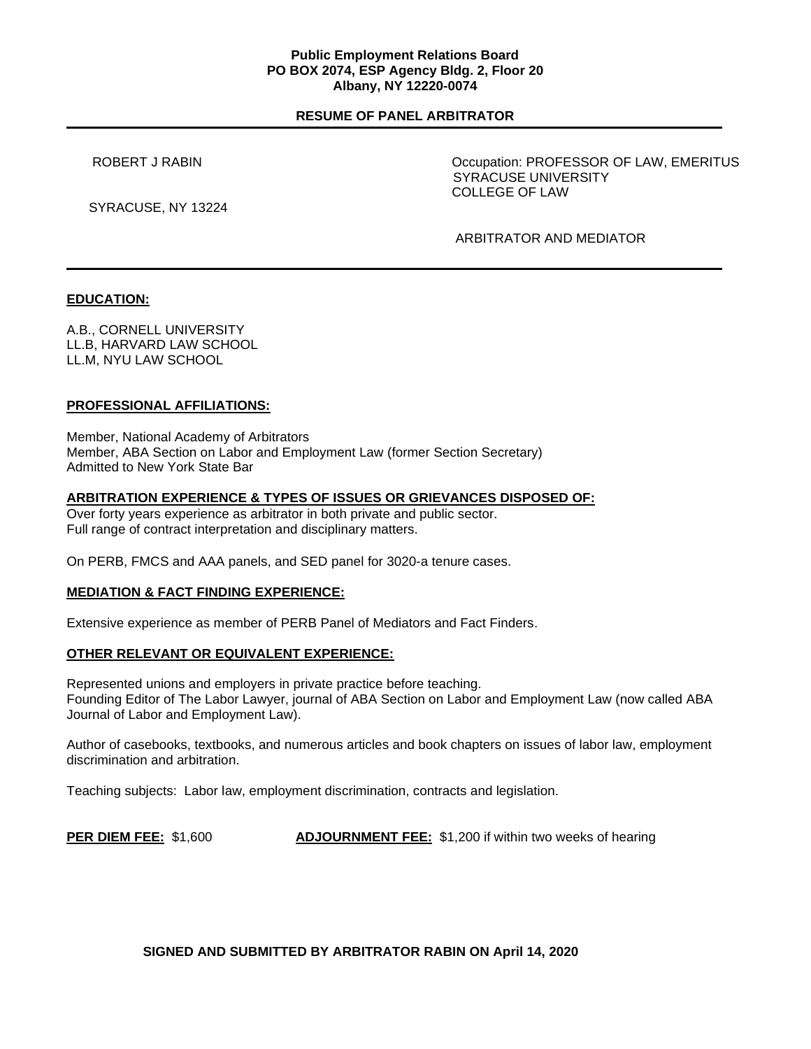**Public Employment Relations Board**
**PO BOX 2074, ESP Agency Bldg. 2, Floor 20**
**Albany, NY 12220-0074**

**RESUME OF PANEL ARBITRATOR**

---

ROBERT J RABIN

SYRACUSE, NY 13224

Occupation: PROFESSOR OF LAW, EMERITUS
SYRACUSE UNIVERSITY
COLLEGE OF LAW

ARBITRATOR AND MEDIATOR

---

## EDUCATION:

A.B., CORNELL UNIVERSITY
LL.B, HARVARD LAW SCHOOL
LL.M, NYU LAW SCHOOL

## PROFESSIONAL AFFILIATIONS:

Member, National Academy of Arbitrators
Member, ABA Section on Labor and Employment Law (former Section Secretary)
Admitted to New York State Bar

## ARBITRATION EXPERIENCE & TYPES OF ISSUES OR GRIEVANCES DISPOSED OF:

Over forty years experience as arbitrator in both private and public sector.
Full range of contract interpretation and disciplinary matters.

On PERB, FMCS and AAA panels, and SED panel for 3020-a tenure cases.

## MEDIATION & FACT FINDING EXPERIENCE:

Extensive experience as member of PERB Panel of Mediators and Fact Finders.

## OTHER RELEVANT OR EQUIVALENT EXPERIENCE:

Represented unions and employers in private practice before teaching.
Founding Editor of The Labor Lawyer, journal of ABA Section on Labor and Employment Law (now called ABA Journal of Labor and Employment Law).

Author of casebooks, textbooks, and numerous articles and book chapters on issues of labor law, employment discrimination and arbitration.

Teaching subjects: Labor law, employment discrimination, contracts and legislation.

**PER DIEM FEE:** $1,600 **ADJOURNMENT FEE:** $1,200 if within two weeks of hearing

**SIGNED AND SUBMITTED BY ARBITRATOR RABIN ON April 14, 2020**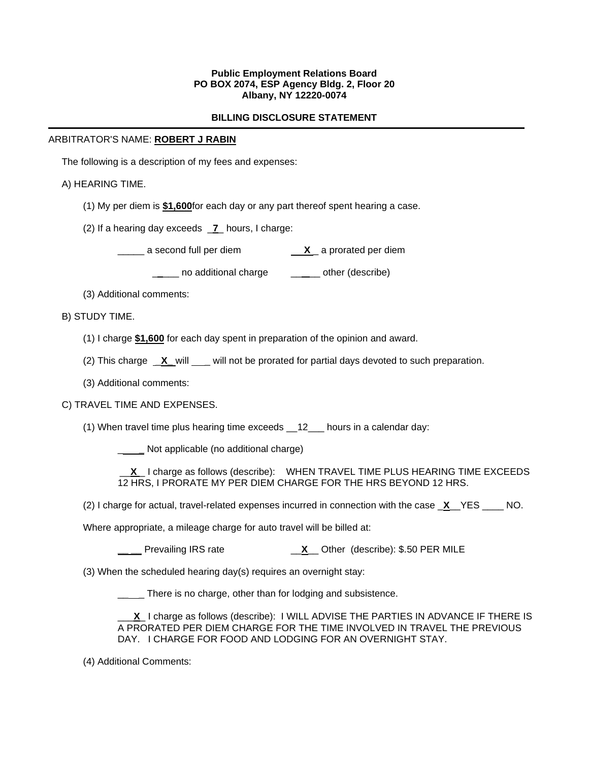**Public Employment Relations Board**
**PO BOX 2074, ESP Agency Bldg. 2, Floor 20**
**Albany, NY 12220-0074**

**BILLING DISCLOSURE STATEMENT**

---

ARBITRATOR'S NAME: **ROBERT J RABIN**

The following is a description of my fees and expenses:

A) HEARING TIME.

(1) My per diem is **$1,600**for each day or any part thereof spent hearing a case.

(2) If a hearing day exceeds __**7**_ hours, I charge:

_____ a second full per diem &nbsp;&nbsp;&nbsp;&nbsp; ___**X**_ a prorated per diem

_____ no additional charge &nbsp;&nbsp;&nbsp;&nbsp; _____ other (describe)

(3) Additional comments:

B) STUDY TIME.

(1) I charge **$1,600** for each day spent in preparation of the opinion and award.

(2) This charge __**X**_ will ___ will not be prorated for partial days devoted to such preparation.

(3) Additional comments:

C) TRAVEL TIME AND EXPENSES.

(1) When travel time plus hearing time exceeds __12___ hours in a calendar day:

_____ Not applicable (no additional charge)

__**X**__ I charge as follows (describe): WHEN TRAVEL TIME PLUS HEARING TIME EXCEEDS 12 HRS, I PRORATE MY PER DIEM CHARGE FOR THE HRS BEYOND 12 HRS.

(2) I charge for actual, travel-related expenses incurred in connection with the case _**X**__YES ____ NO.

Where appropriate, a mileage charge for auto travel will be billed at:

_____ Prevailing IRS rate &nbsp;&nbsp;&nbsp;&nbsp; __**X**__ Other (describe): $.50 PER MILE

(3) When the scheduled hearing day(s) requires an overnight stay:

_____ There is no charge, other than for lodging and subsistence.

___**X**_ I charge as follows (describe): I WILL ADVISE THE PARTIES IN ADVANCE IF THERE IS A PRORATED PER DIEM CHARGE FOR THE TIME INVOLVED IN TRAVEL THE PREVIOUS DAY. I CHARGE FOR FOOD AND LODGING FOR AN OVERNIGHT STAY.

(4) Additional Comments: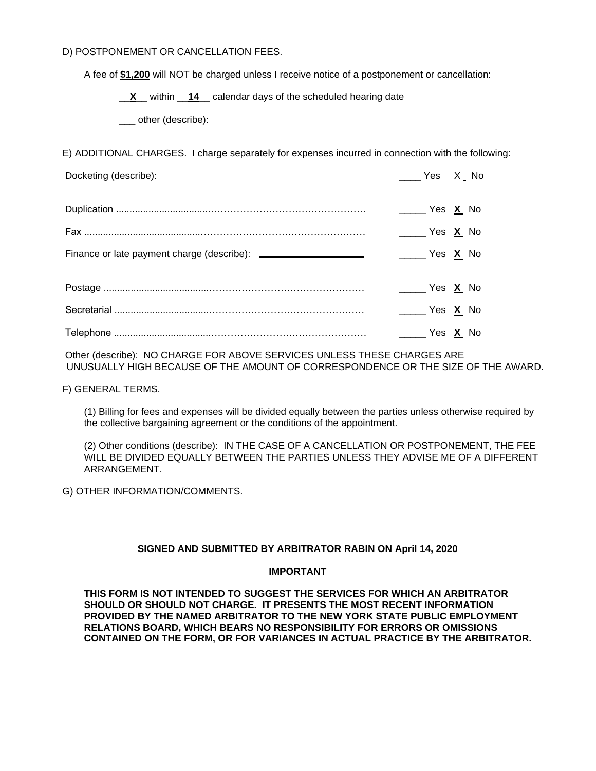D) POSTPONEMENT OR CANCELLATION FEES.

A fee of **$1,200** will NOT be charged unless I receive notice of a postponement or cancellation:

__**X**__ within __**14**__ calendar days of the scheduled hearing date

___ other (describe):

E) ADDITIONAL CHARGES. I charge separately for expenses incurred in connection with the following:

| | |
|---|---|
| Docketing (describe): ____________________ | ____ Yes X _ No |
| Duplication ........................................ | _____ Yes **X** No |
| Fax ........................................ | _____ Yes **X** No |
| Finance or late payment charge (describe): ____________ | _____ Yes **X** No |
| Postage ........................................ | _____ Yes **X** No |
| Secretarial ........................................ | _____ Yes **X** No |
| Telephone ........................................ | _____ Yes **X** No |

Other (describe): NO CHARGE FOR ABOVE SERVICES UNLESS THESE CHARGES ARE UNUSUALLY HIGH BECAUSE OF THE AMOUNT OF CORRESPONDENCE OR THE SIZE OF THE AWARD.

F) GENERAL TERMS.

(1) Billing for fees and expenses will be divided equally between the parties unless otherwise required by the collective bargaining agreement or the conditions of the appointment.

(2) Other conditions (describe): IN THE CASE OF A CANCELLATION OR POSTPONEMENT, THE FEE WILL BE DIVIDED EQUALLY BETWEEN THE PARTIES UNLESS THEY ADVISE ME OF A DIFFERENT ARRANGEMENT.

G) OTHER INFORMATION/COMMENTS.

**SIGNED AND SUBMITTED BY ARBITRATOR RABIN ON April 14, 2020**

**IMPORTANT**

**THIS FORM IS NOT INTENDED TO SUGGEST THE SERVICES FOR WHICH AN ARBITRATOR SHOULD OR SHOULD NOT CHARGE. IT PRESENTS THE MOST RECENT INFORMATION PROVIDED BY THE NAMED ARBITRATOR TO THE NEW YORK STATE PUBLIC EMPLOYMENT RELATIONS BOARD, WHICH BEARS NO RESPONSIBILITY FOR ERRORS OR OMISSIONS CONTAINED ON THE FORM, OR FOR VARIANCES IN ACTUAL PRACTICE BY THE ARBITRATOR.**